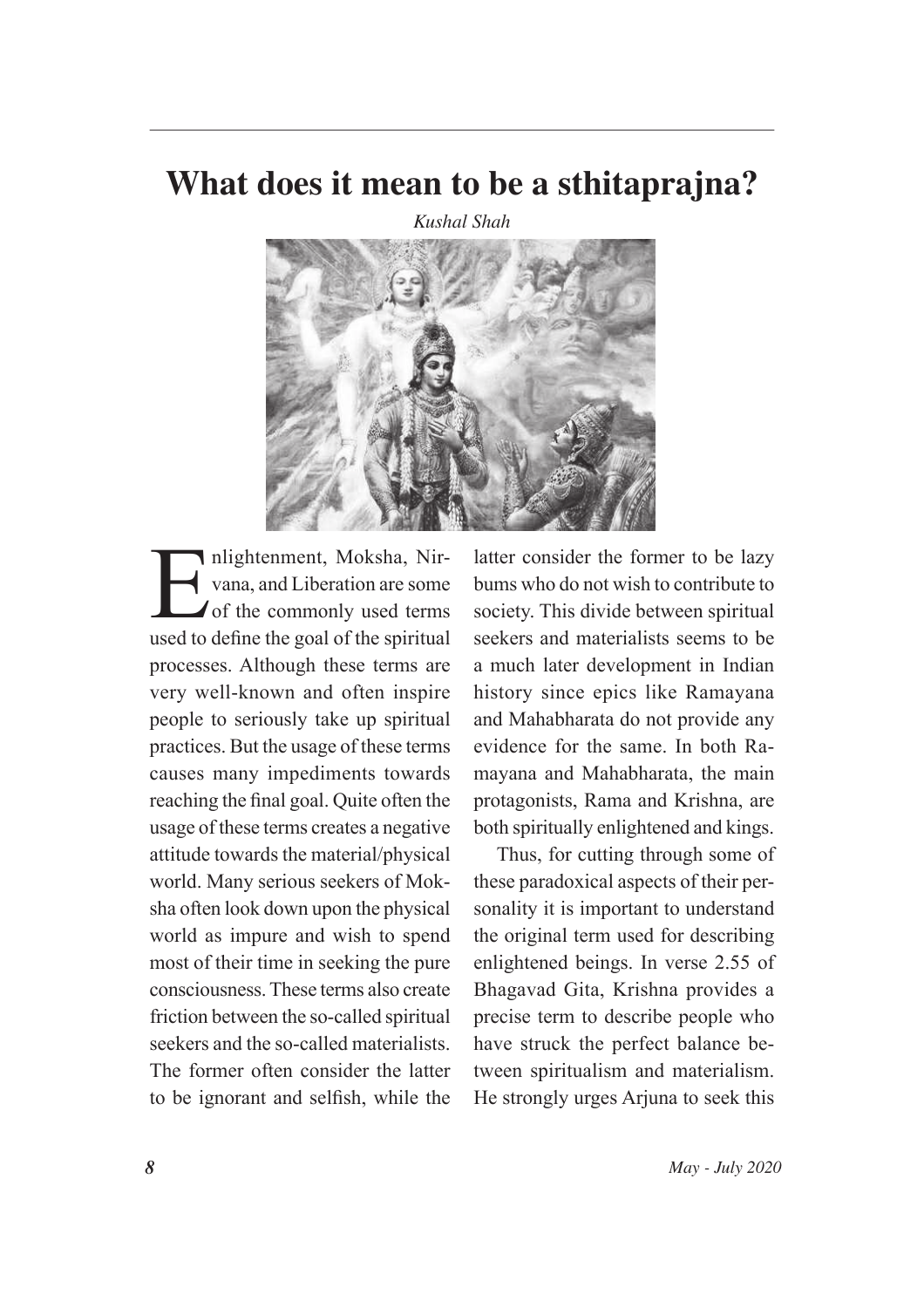# What does it mean to be a sthitaprajna?

*Kushal Shah*

Enlightenment, Moksha, Nirvana, and Liberation are some of the commonly used terms used to define the goal of the spiritual processes. Although these terms are very well-known and often inspire people to seriously take up spiritual practices. But the usage of these terms causes many impediments towards reaching the final goal. Quite often the usage of these terms creates a negative attitude towards the material/physical world. Many serious seekers of Moksha often look down upon the physical world as impure and wish to spend most of their time in seeking the pure consciousness. These terms also create friction between the so-called spiritual seekers and the so-called materialists. The former often consider the latter to be ignorant and selfish, while the latter consider the former to be lazy bums who do not wish to contribute to society. This divide between spiritual seekers and materialists seems to be a much later development in Indian history since epics like Ramayana and Mahabharata do not provide any evidence for the same. In both Ramayana and Mahabharata, the main protagonists, Rama and Krishna, are both spiritually enlightened and kings.

Thus, for cutting through some of these paradoxical aspects of their personality it is important to understand the original term used for describing enlightened beings. In verse 2.55 of Bhagavad Gita, Krishna provides a precise term to describe people who have struck the perfect balance between spiritualism and materialism. He strongly urges Arjuna to seek this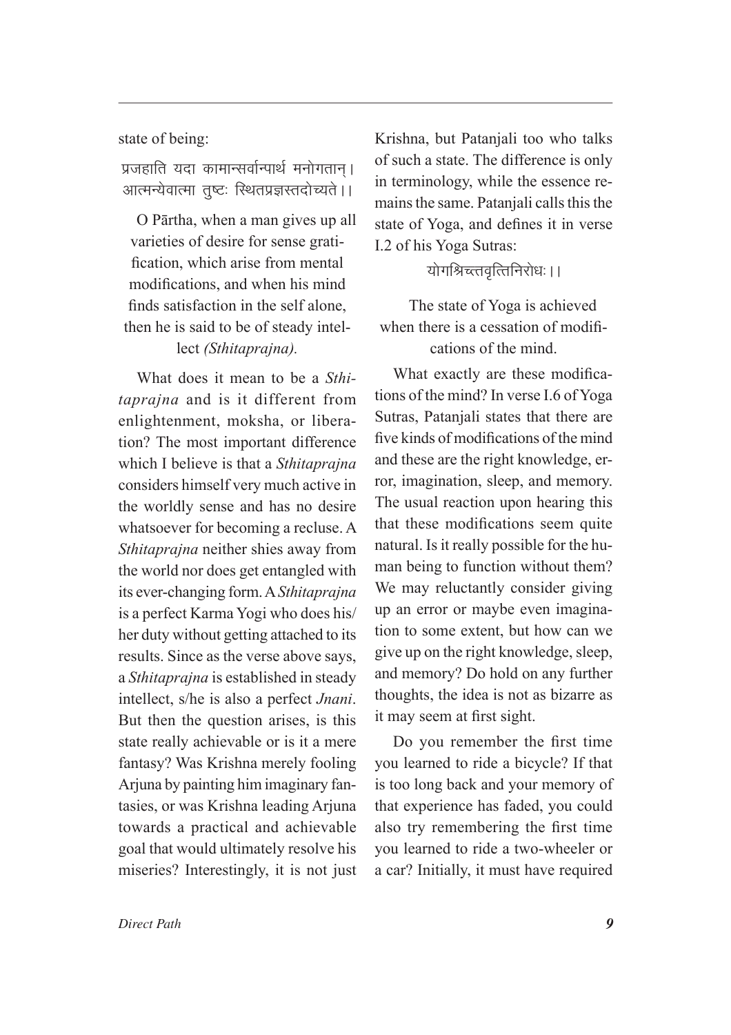state of being:

प्रजहाति यदा कामान्सर्वान्पार्थ मनोगतान्।
आत्मन्येवात्मा तुष्टः स्थितप्रज्ञस्तदोच्यते।।

> O Pārtha, when a man gives up all varieties of desire for sense gratification, which arise from mental modifications, and when his mind finds satisfaction in the self alone, then he is said to be of steady intellect *(Sthitaprajna).*

What does it mean to be a *Sthitaprajna* and is it different from enlightenment, moksha, or liberation? The most important difference which I believe is that a *Sthitaprajna* considers himself very much active in the worldly sense and has no desire whatsoever for becoming a recluse. A *Sthitaprajna* neither shies away from the world nor does get entangled with its ever-changing form. A *Sthitaprajna* is a perfect Karma Yogi who does his/her duty without getting attached to its results. Since as the verse above says, a *Sthitaprajna* is established in steady intellect, s/he is also a perfect *Jnani*. But then the question arises, is this state really achievable or is it a mere fantasy? Was Krishna merely fooling Arjuna by painting him imaginary fantasies, or was Krishna leading Arjuna towards a practical and achievable goal that would ultimately resolve his miseries? Interestingly, it is not just Krishna, but Patanjali too who talks of such a state. The difference is only in terminology, while the essence remains the same. Patanjali calls this the state of Yoga, and defines it in verse I.2 of his Yoga Sutras:

योगश्चित्तवृत्तिनिरोधः।।

> The state of Yoga is achieved when there is a cessation of modifications of the mind.

What exactly are these modifications of the mind? In verse I.6 of Yoga Sutras, Patanjali states that there are five kinds of modifications of the mind and these are the right knowledge, error, imagination, sleep, and memory. The usual reaction upon hearing this that these modifications seem quite natural. Is it really possible for the human being to function without them? We may reluctantly consider giving up an error or maybe even imagination to some extent, but how can we give up on the right knowledge, sleep, and memory? Do hold on any further thoughts, the idea is not as bizarre as it may seem at first sight.

Do you remember the first time you learned to ride a bicycle? If that is too long back and your memory of that experience has faded, you could also try remembering the first time you learned to ride a two-wheeler or a car? Initially, it must have required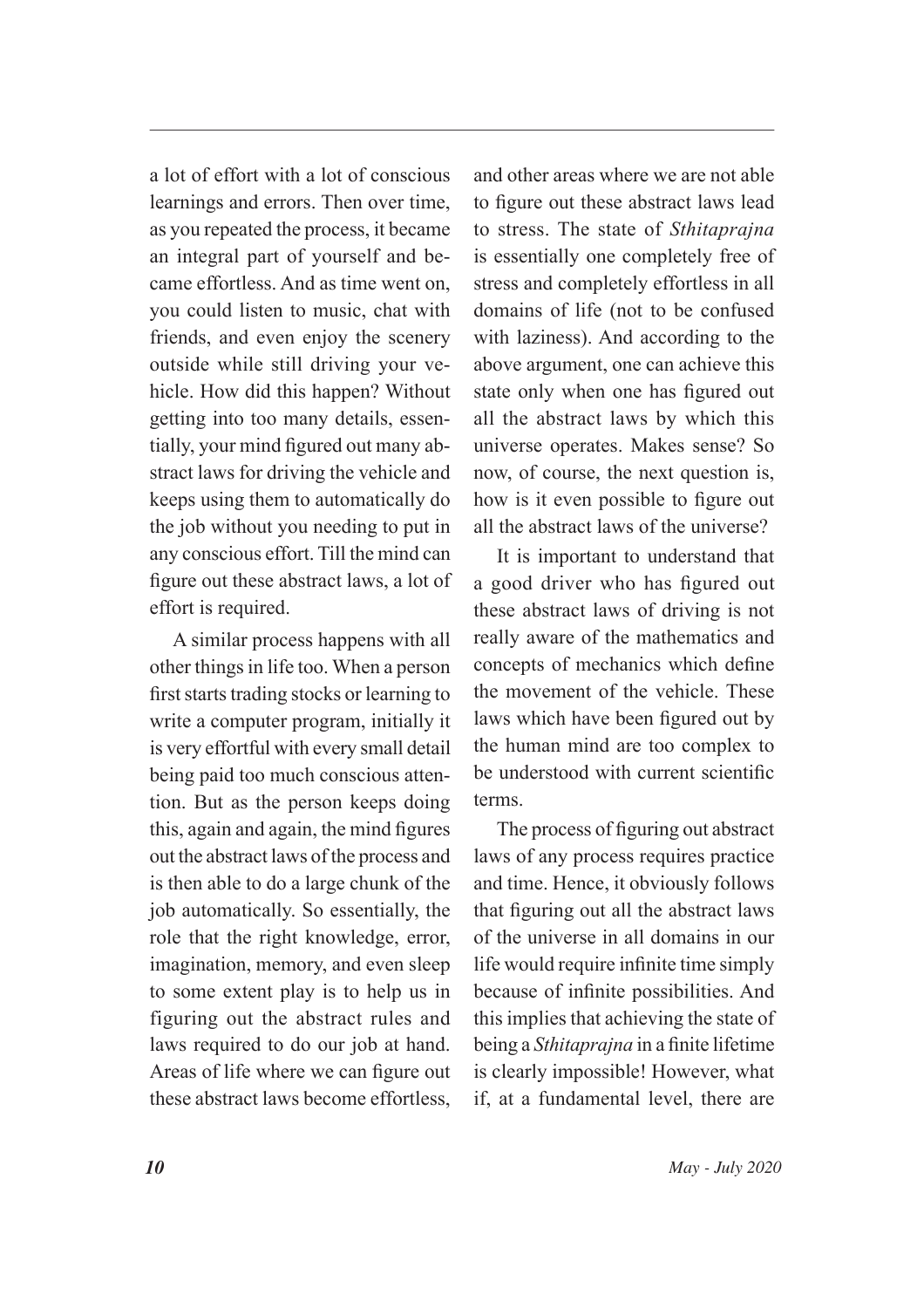a lot of effort with a lot of conscious learnings and errors. Then over time, as you repeated the process, it became an integral part of yourself and became effortless. And as time went on, you could listen to music, chat with friends, and even enjoy the scenery outside while still driving your vehicle. How did this happen? Without getting into too many details, essentially, your mind figured out many abstract laws for driving the vehicle and keeps using them to automatically do the job without you needing to put in any conscious effort. Till the mind can figure out these abstract laws, a lot of effort is required.

A similar process happens with all other things in life too. When a person first starts trading stocks or learning to write a computer program, initially it is very effortful with every small detail being paid too much conscious attention. But as the person keeps doing this, again and again, the mind figures out the abstract laws of the process and is then able to do a large chunk of the job automatically. So essentially, the role that the right knowledge, error, imagination, memory, and even sleep to some extent play is to help us in figuring out the abstract rules and laws required to do our job at hand. Areas of life where we can figure out these abstract laws become effortless, and other areas where we are not able to figure out these abstract laws lead to stress. The state of *Sthitaprajna* is essentially one completely free of stress and completely effortless in all domains of life (not to be confused with laziness). And according to the above argument, one can achieve this state only when one has figured out all the abstract laws by which this universe operates. Makes sense? So now, of course, the next question is, how is it even possible to figure out all the abstract laws of the universe?

It is important to understand that a good driver who has figured out these abstract laws of driving is not really aware of the mathematics and concepts of mechanics which define the movement of the vehicle. These laws which have been figured out by the human mind are too complex to be understood with current scientific terms.

The process of figuring out abstract laws of any process requires practice and time. Hence, it obviously follows that figuring out all the abstract laws of the universe in all domains in our life would require infinite time simply because of infinite possibilities. And this implies that achieving the state of being a *Sthitaprajna* in a finite lifetime is clearly impossible! However, what if, at a fundamental level, there are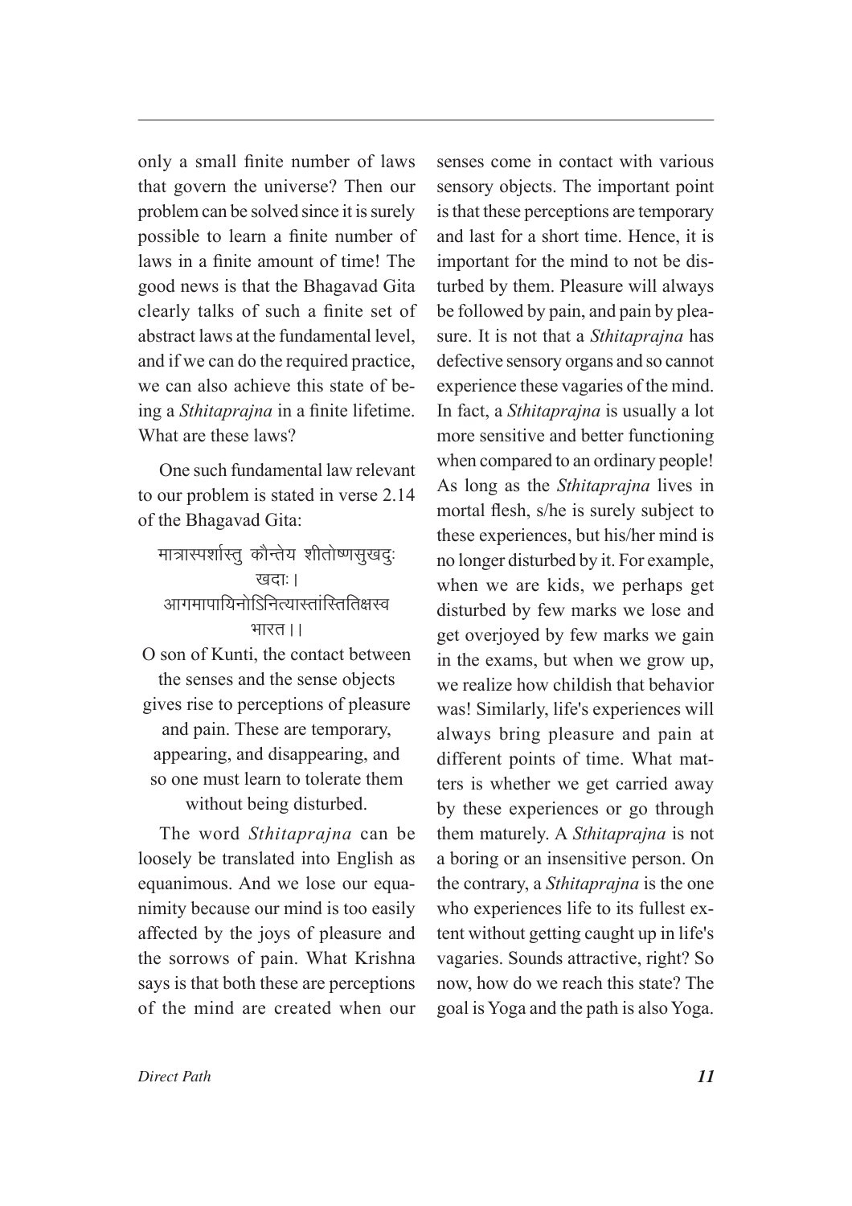only a small finite number of laws that govern the universe? Then our problem can be solved since it is surely possible to learn a finite number of laws in a finite amount of time! The good news is that the Bhagavad Gita clearly talks of such a finite set of abstract laws at the fundamental level, and if we can do the required practice, we can also achieve this state of being a *Sthitaprajna* in a finite lifetime. What are these laws?

One such fundamental law relevant to our problem is stated in verse 2.14 of the Bhagavad Gita:

मात्रास्पर्शास्तु कौन्तेय शीतोष्णसुखदुः खदाः ।
आगमापायिनोऽनित्यास्तांस्तितिक्षस्व भारत ।।

O son of Kunti, the contact between the senses and the sense objects gives rise to perceptions of pleasure and pain. These are temporary, appearing, and disappearing, and so one must learn to tolerate them without being disturbed.

The word *Sthitaprajna* can be loosely be translated into English as equanimous. And we lose our equanimity because our mind is too easily affected by the joys of pleasure and the sorrows of pain. What Krishna says is that both these are perceptions of the mind are created when our senses come in contact with various sensory objects. The important point is that these perceptions are temporary and last for a short time. Hence, it is important for the mind to not be disturbed by them. Pleasure will always be followed by pain, and pain by pleasure. It is not that a *Sthitaprajna* has defective sensory organs and so cannot experience these vagaries of the mind. In fact, a *Sthitaprajna* is usually a lot more sensitive and better functioning when compared to an ordinary people! As long as the *Sthitaprajna* lives in mortal flesh, s/he is surely subject to these experiences, but his/her mind is no longer disturbed by it. For example, when we are kids, we perhaps get disturbed by few marks we lose and get overjoyed by few marks we gain in the exams, but when we grow up, we realize how childish that behavior was! Similarly, life's experiences will always bring pleasure and pain at different points of time. What matters is whether we get carried away by these experiences or go through them maturely. A *Sthitaprajna* is not a boring or an insensitive person. On the contrary, a *Sthitaprajna* is the one who experiences life to its fullest extent without getting caught up in life's vagaries. Sounds attractive, right? So now, how do we reach this state? The goal is Yoga and the path is also Yoga.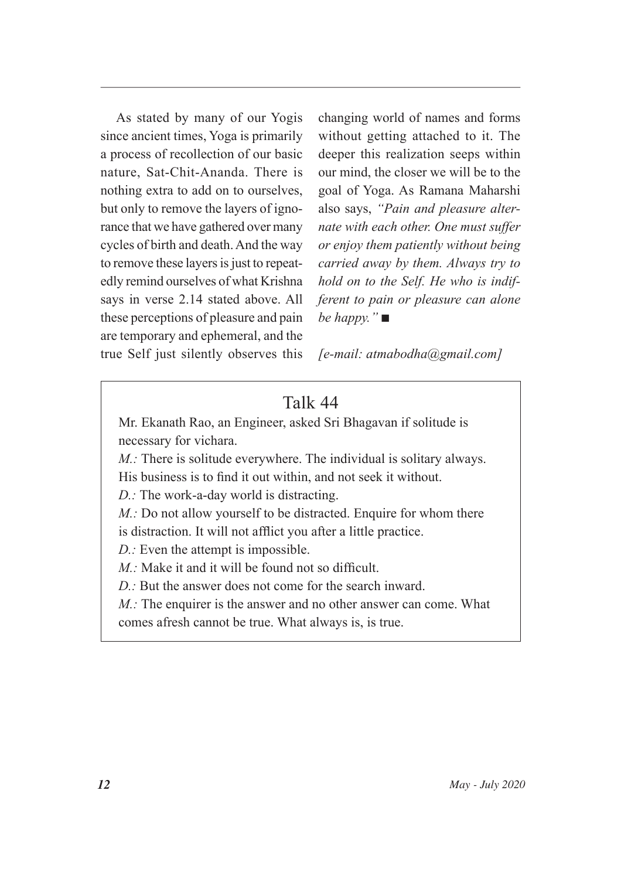As stated by many of our Yogis since ancient times, Yoga is primarily a process of recollection of our basic nature, Sat-Chit-Ananda. There is nothing extra to add on to ourselves, but only to remove the layers of ignorance that we have gathered over many cycles of birth and death. And the way to remove these layers is just to repeatedly remind ourselves of what Krishna says in verse 2.14 stated above. All these perceptions of pleasure and pain are temporary and ephemeral, and the true Self just silently observes this changing world of names and forms without getting attached to it. The deeper this realization seeps within our mind, the closer we will be to the goal of Yoga. As Ramana Maharshi also says, *"Pain and pleasure alternate with each other. One must suffer or enjoy them patiently without being carried away by them. Always try to hold on to the Self. He who is indifferent to pain or pleasure can alone be happy."* ■

*[e-mail: atmabodha@gmail.com]*

## Talk 44

Mr. Ekanath Rao, an Engineer, asked Sri Bhagavan if solitude is necessary for vichara.

*M.:* There is solitude everywhere. The individual is solitary always. His business is to find it out within, and not seek it without.

*D.:* The work-a-day world is distracting.

*M.:* Do not allow yourself to be distracted. Enquire for whom there is distraction. It will not afflict you after a little practice.

*D.:* Even the attempt is impossible.

*M.:* Make it and it will be found not so difficult.

*D.:* But the answer does not come for the search inward.

*M.:* The enquirer is the answer and no other answer can come. What comes afresh cannot be true. What always is, is true.